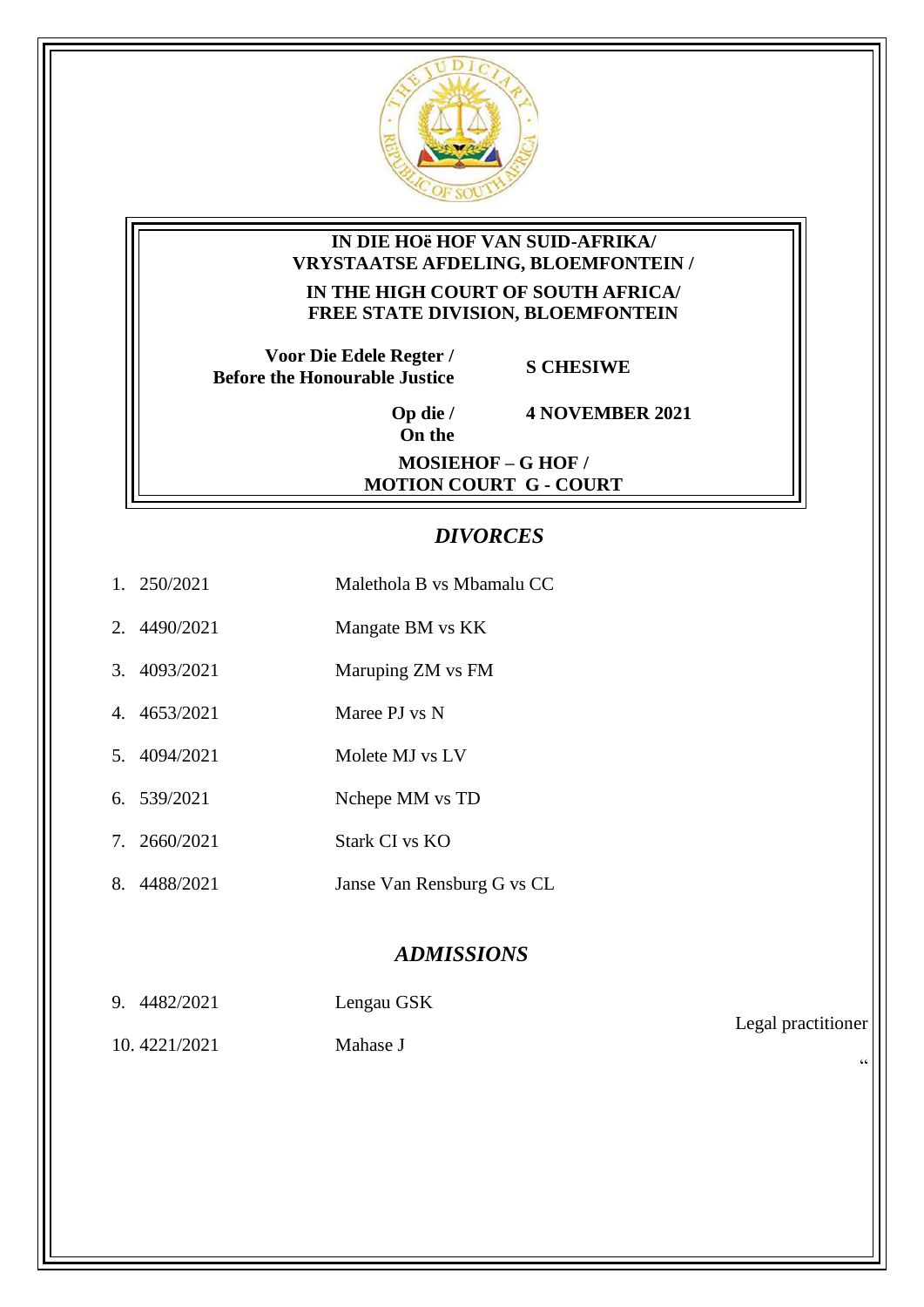**IN DIE HOë HOF VAN SUID-AFRIKA/**
**VRYSTAATSE AFDELING, BLOEMFONTEIN /**

**IN THE HIGH COURT OF SOUTH AFRICA/**
**FREE STATE DIVISION, BLOEMFONTEIN**

| | |
|---|---|
| **Voor Die Edele Regter / Before the Honourable Justice** | **S CHESIWE** |
| **Op die / On the** | **4 NOVEMBER 2021** |

**MOSIEHOF – G HOF /**
**MOTION COURT G - COURT**

## *DIVORCES*

1. 250/2021 Malethola B vs Mbamalu CC
2. 4490/2021 Mangate BM vs KK
3. 4093/2021 Maruping ZM vs FM
4. 4653/2021 Maree PJ vs N
5. 4094/2021 Molete MJ vs LV
6. 539/2021 Nchepe MM vs TD
7. 2660/2021 Stark CI vs KO
8. 4488/2021 Janse Van Rensburg G vs CL

## *ADMISSIONS*

9. 4482/2021 Lengau GSK Legal practitioner
10. 4221/2021 Mahase J "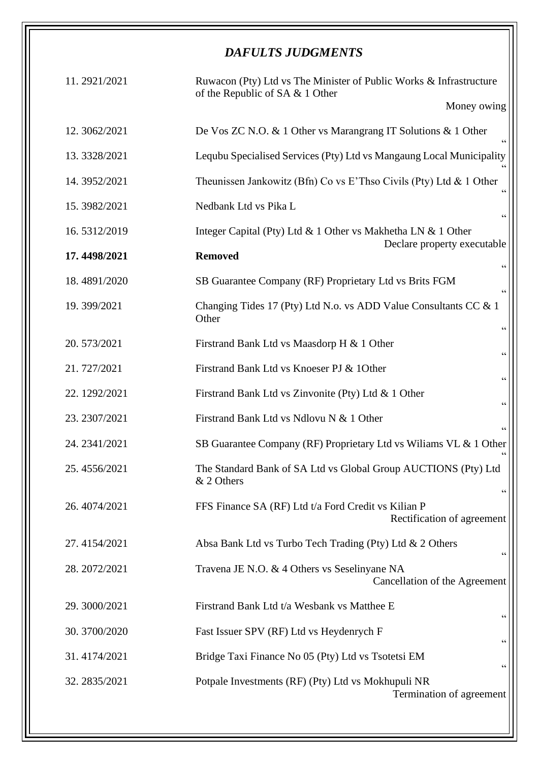## *DAFULTS JUDGMENTS*

| | | |
|---|---|---|
| 11. 2921/2021 | Ruwacon (Pty) Ltd vs The Minister of Public Works & Infrastructure of the Republic of SA & 1 Other | Money owing |
| 12. 3062/2021 | De Vos ZC N.O. & 1 Other vs Marangrang IT Solutions & 1 Other | " |
| 13. 3328/2021 | Lequbu Specialised Services (Pty) Ltd vs Mangaung Local Municipality | " |
| 14. 3952/2021 | Theunissen Jankowitz (Bfn) Co vs E'Thso Civils (Pty) Ltd & 1 Other | " |
| 15. 3982/2021 | Nedbank Ltd vs Pika L | " |
| 16. 5312/2019 | Integer Capital (Pty) Ltd & 1 Other vs Makhetha LN & 1 Other | Declare property executable |
| **17. 4498/2021** | **Removed** | " |
| 18. 4891/2020 | SB Guarantee Company (RF) Proprietary Ltd vs Brits FGM | " |
| 19. 399/2021 | Changing Tides 17 (Pty) Ltd N.o. vs ADD Value Consultants CC & 1 Other | " |
| 20. 573/2021 | Firstrand Bank Ltd vs Maasdorp H & 1 Other | " |
| 21. 727/2021 | Firstrand Bank Ltd vs Knoeser PJ & 1Other | " |
| 22. 1292/2021 | Firstrand Bank Ltd vs Zinvonite (Pty) Ltd & 1 Other | " |
| 23. 2307/2021 | Firstrand Bank Ltd vs Ndlovu N & 1 Other | " |
| 24. 2341/2021 | SB Guarantee Company (RF) Proprietary Ltd vs Wiliams VL & 1 Other | " |
| 25. 4556/2021 | The Standard Bank of SA Ltd vs Global Group AUCTIONS (Pty) Ltd & 2 Others | " |
| 26. 4074/2021 | FFS Finance SA (RF) Ltd t/a Ford Credit vs Kilian P | Rectification of agreement |
| 27. 4154/2021 | Absa Bank Ltd vs Turbo Tech Trading (Pty) Ltd & 2 Others | " |
| 28. 2072/2021 | Travena JE N.O. & 4 Others vs Seselinyane NA | Cancellation of the Agreement |
| 29. 3000/2021 | Firstrand Bank Ltd t/a Wesbank vs Matthee E | " |
| 30. 3700/2020 | Fast Issuer SPV (RF) Ltd vs Heydenrych F | " |
| 31. 4174/2021 | Bridge Taxi Finance No 05 (Pty) Ltd vs Tsotetsi EM | " |
| 32. 2835/2021 | Potpale Investments (RF) (Pty) Ltd vs Mokhupuli NR | Termination of agreement |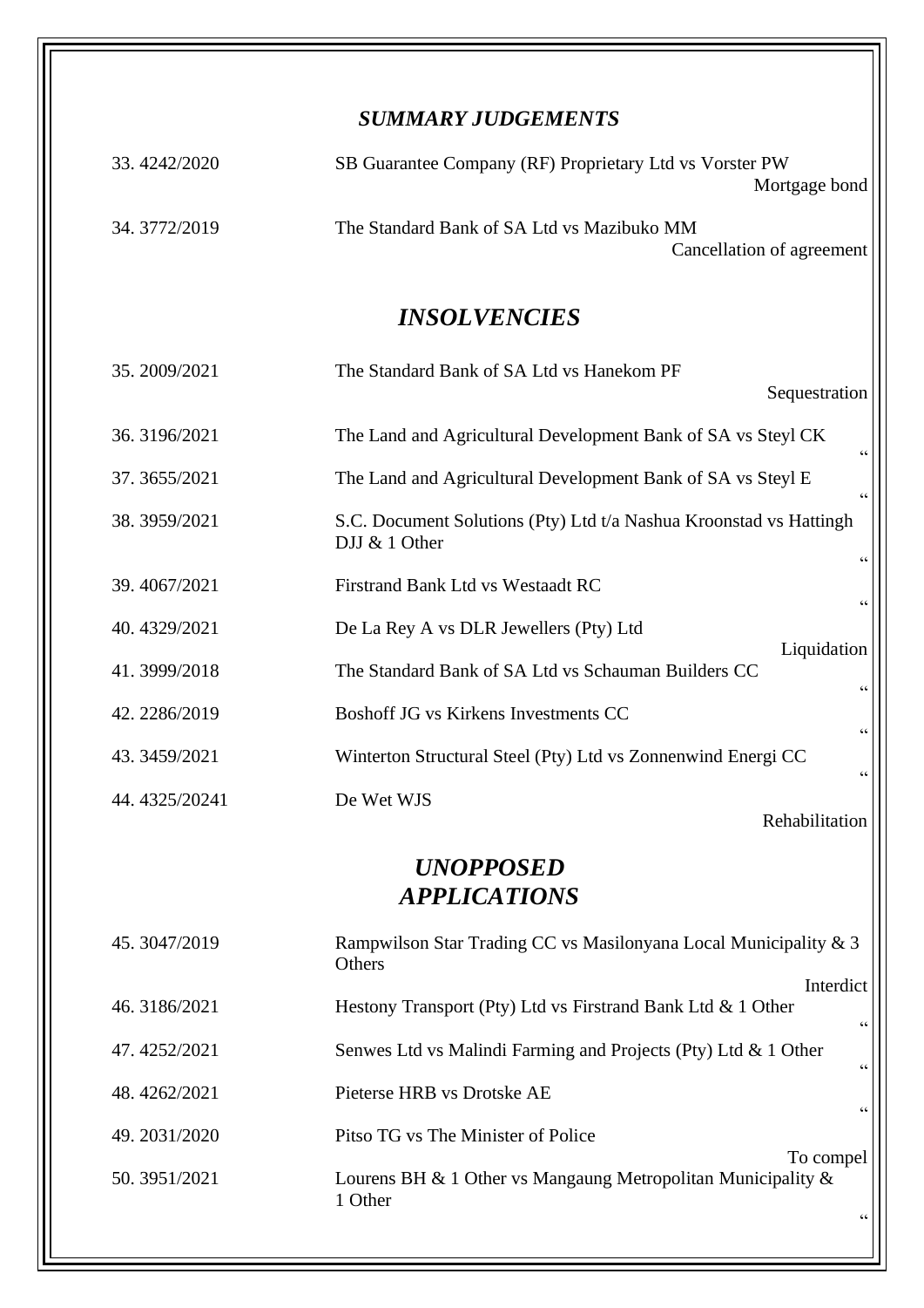## *SUMMARY JUDGEMENTS*

| | | |
|---|---|---|
| 33. 4242/2020 | SB Guarantee Company (RF) Proprietary Ltd vs Vorster PW | Mortgage bond |
| 34. 3772/2019 | The Standard Bank of SA Ltd vs Mazibuko MM | Cancellation of agreement |

## *INSOLVENCIES*

| | | |
|---|---|---|
| 35. 2009/2021 | The Standard Bank of SA Ltd vs Hanekom PF | Sequestration |
| 36. 3196/2021 | The Land and Agricultural Development Bank of SA vs Steyl CK | " |
| 37. 3655/2021 | The Land and Agricultural Development Bank of SA vs Steyl E | " |
| 38. 3959/2021 | S.C. Document Solutions (Pty) Ltd t/a Nashua Kroonstad vs Hattingh DJJ & 1 Other | " |
| 39. 4067/2021 | Firstrand Bank Ltd vs Westaadt RC | " |
| 40. 4329/2021 | De La Rey A vs DLR Jewellers (Pty) Ltd | Liquidation |
| 41. 3999/2018 | The Standard Bank of SA Ltd vs Schauman Builders CC | " |
| 42. 2286/2019 | Boshoff JG vs Kirkens Investments CC | " |
| 43. 3459/2021 | Winterton Structural Steel (Pty) Ltd vs Zonnenwind Energi CC | " |
| 44. 4325/20241 | De Wet WJS | Rehabilitation |

## *UNOPPOSED APPLICATIONS*

| | | |
|---|---|---|
| 45. 3047/2019 | Rampwilson Star Trading CC vs Masilonyana Local Municipality & 3 Others | Interdict |
| 46. 3186/2021 | Hestony Transport (Pty) Ltd vs Firstrand Bank Ltd & 1 Other | " |
| 47. 4252/2021 | Senwes Ltd vs Malindi Farming and Projects (Pty) Ltd & 1 Other | " |
| 48. 4262/2021 | Pieterse HRB vs Drotske AE | " |
| 49. 2031/2020 | Pitso TG vs The Minister of Police | To compel |
| 50. 3951/2021 | Lourens BH & 1 Other vs Mangaung Metropolitan Municipality & 1 Other | " |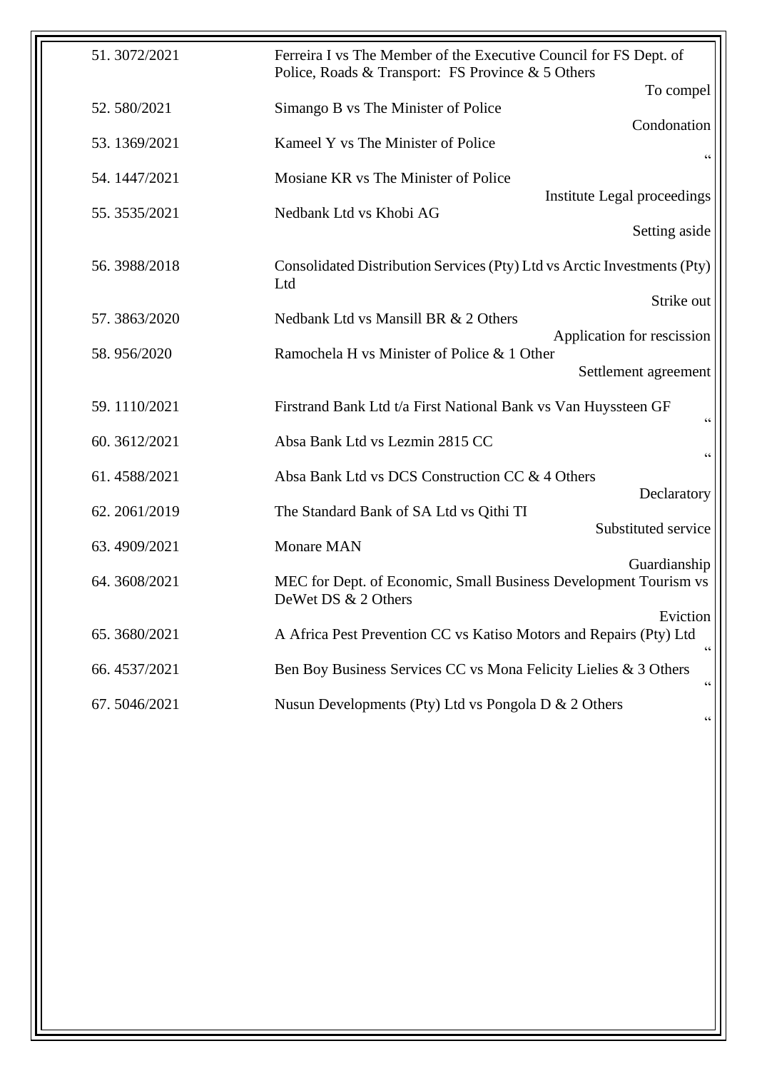| | | |
|---|---|---|
| 51. 3072/2021 | Ferreira I vs The Member of the Executive Council for FS Dept. of Police, Roads & Transport: FS Province & 5 Others | To compel |
| 52. 580/2021 | Simango B vs The Minister of Police | Condonation |
| 53. 1369/2021 | Kameel Y vs The Minister of Police | “ |
| 54. 1447/2021 | Mosiane KR vs The Minister of Police | Institute Legal proceedings |
| 55. 3535/2021 | Nedbank Ltd vs Khobi AG | Setting aside |
| 56. 3988/2018 | Consolidated Distribution Services (Pty) Ltd vs Arctic Investments (Pty) Ltd | Strike out |
| 57. 3863/2020 | Nedbank Ltd vs Mansill BR & 2 Others | Application for rescission |
| 58. 956/2020 | Ramochela H vs Minister of Police & 1 Other | Settlement agreement |
| 59. 1110/2021 | Firstrand Bank Ltd t/a First National Bank vs Van Huyssteen GF | “ |
| 60. 3612/2021 | Absa Bank Ltd vs Lezmin 2815 CC | “ |
| 61. 4588/2021 | Absa Bank Ltd vs DCS Construction CC & 4 Others | Declaratory |
| 62. 2061/2019 | The Standard Bank of SA Ltd vs Qithi TI | Substituted service |
| 63. 4909/2021 | Monare MAN | Guardianship |
| 64. 3608/2021 | MEC for Dept. of Economic, Small Business Development Tourism vs DeWet DS & 2 Others | Eviction |
| 65. 3680/2021 | A Africa Pest Prevention CC vs Katiso Motors and Repairs (Pty) Ltd | “ |
| 66. 4537/2021 | Ben Boy Business Services CC vs Mona Felicity Lielies & 3 Others | “ |
| 67. 5046/2021 | Nusun Developments (Pty) Ltd vs Pongola D & 2 Others | “ |